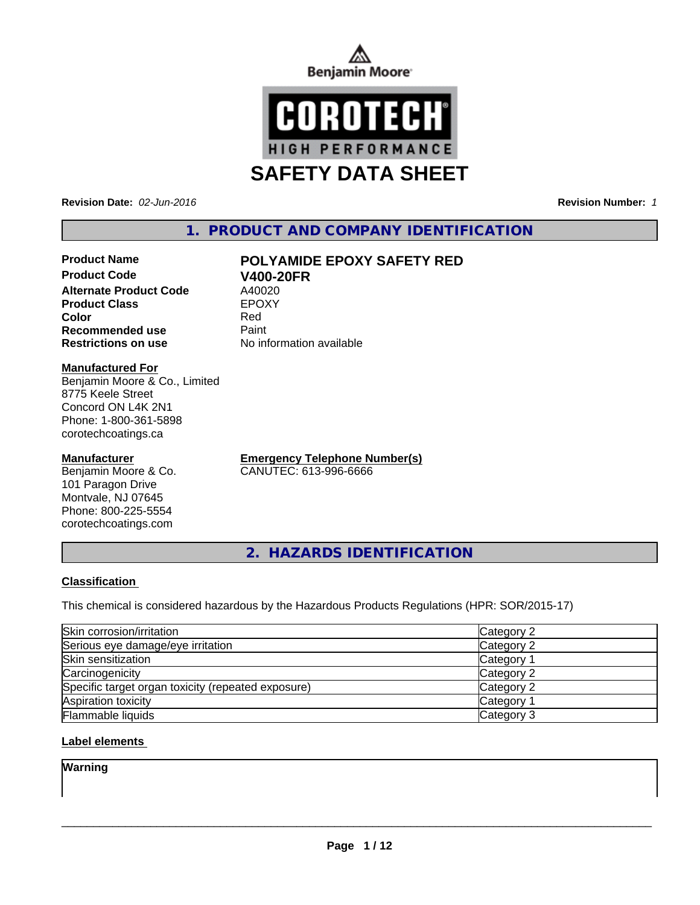# SAFETY DATA SHEET

**Revision Date:** *02-Jun-2016*

**Revision Number:** *1*

## 1. PRODUCT AND COMPANY IDENTIFICATION

| | |
|---|---|
| **Product Name** | **POLYAMIDE EPOXY SAFETY RED** |
| **Product Code** | **V400-20FR** |
| **Alternate Product Code** | A40020 |
| **Product Class** | EPOXY |
| **Color** | Red |
| **Recommended use** | Paint |
| **Restrictions on use** | No information available |

**Manufactured For**
Benjamin Moore & Co., Limited
8775 Keele Street
Concord ON L4K 2N1
Phone: 1-800-361-5898
corotechcoatings.ca

**Manufacturer**
Benjamin Moore & Co.
101 Paragon Drive
Montvale, NJ 07645
Phone: 800-225-5554
corotechcoatings.com

**Emergency Telephone Number(s)**
CANUTEC: 613-996-6666

## 2. HAZARDS IDENTIFICATION

**Classification**

This chemical is considered hazardous by the Hazardous Products Regulations (HPR: SOR/2015-17)

| | |
|---|---|
| Skin corrosion/irritation | Category 2 |
| Serious eye damage/eye irritation | Category 2 |
| Skin sensitization | Category 1 |
| Carcinogenicity | Category 2 |
| Specific target organ toxicity (repeated exposure) | Category 2 |
| Aspiration toxicity | Category 1 |
| Flammable liquids | Category 3 |

**Label elements**

**Warning**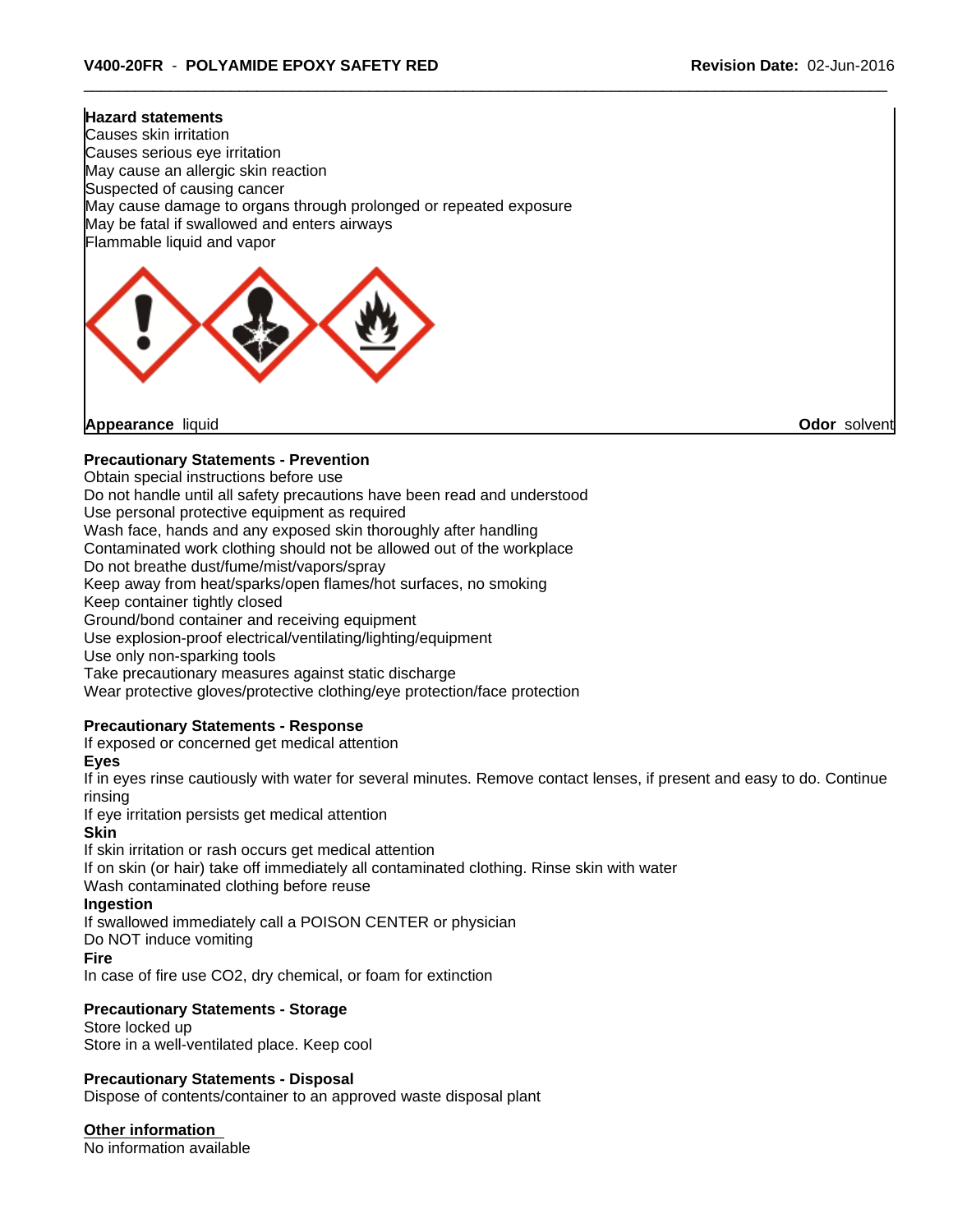**Hazard statements**
Causes skin irritation
Causes serious eye irritation
May cause an allergic skin reaction
Suspected of causing cancer
May cause damage to organs through prolonged or repeated exposure
May be fatal if swallowed and enters airways
Flammable liquid and vapor

**Appearance** liquid **Odor** solvent

**Precautionary Statements - Prevention**
Obtain special instructions before use
Do not handle until all safety precautions have been read and understood
Use personal protective equipment as required
Wash face, hands and any exposed skin thoroughly after handling
Contaminated work clothing should not be allowed out of the workplace
Do not breathe dust/fume/mist/vapors/spray
Keep away from heat/sparks/open flames/hot surfaces, no smoking
Keep container tightly closed
Ground/bond container and receiving equipment
Use explosion-proof electrical/ventilating/lighting/equipment
Use only non-sparking tools
Take precautionary measures against static discharge
Wear protective gloves/protective clothing/eye protection/face protection

**Precautionary Statements - Response**
If exposed or concerned get medical attention
**Eyes**
If in eyes rinse cautiously with water for several minutes. Remove contact lenses, if present and easy to do. Continue rinsing
If eye irritation persists get medical attention
**Skin**
If skin irritation or rash occurs get medical attention
If on skin (or hair) take off immediately all contaminated clothing. Rinse skin with water
Wash contaminated clothing before reuse
**Ingestion**
If swallowed immediately call a POISON CENTER or physician
Do NOT induce vomiting
**Fire**
In case of fire use $CO_2$, dry chemical, or foam for extinction

**Precautionary Statements - Storage**
Store locked up
Store in a well-ventilated place. Keep cool

**Precautionary Statements - Disposal**
Dispose of contents/container to an approved waste disposal plant

**Other information**
No information available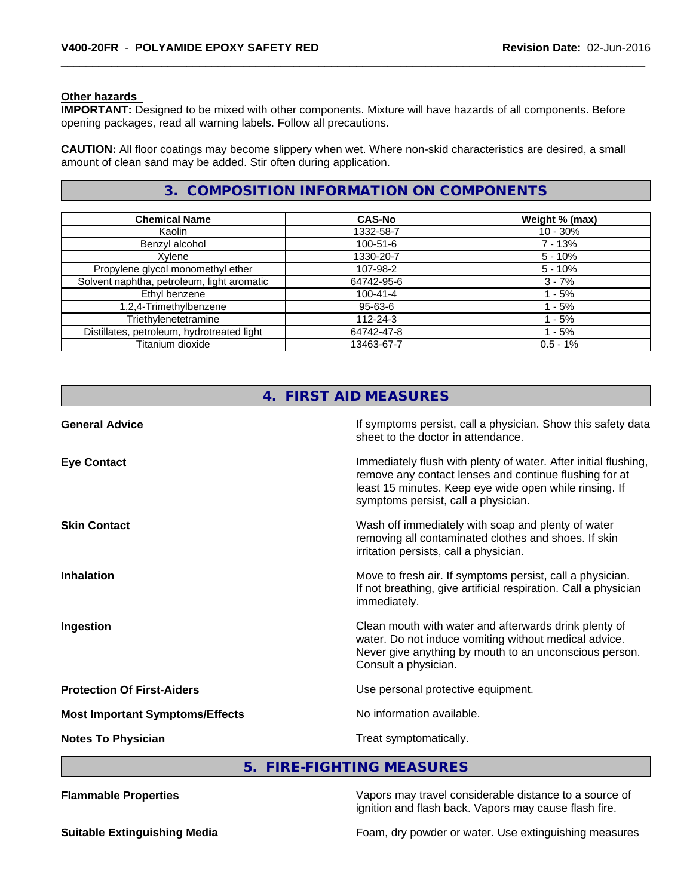**Other hazards**

**IMPORTANT:** Designed to be mixed with other components. Mixture will have hazards of all components. Before opening packages, read all warning labels. Follow all precautions.

**CAUTION:** All floor coatings may become slippery when wet. Where non-skid characteristics are desired, a small amount of clean sand may be added. Stir often during application.

## 3. COMPOSITION INFORMATION ON COMPONENTS

| Chemical Name | CAS-No | Weight % (max) |
|---|---|---|
| Kaolin | 1332-58-7 | 10 - 30% |
| Benzyl alcohol | 100-51-6 | 7 - 13% |
| Xylene | 1330-20-7 | 5 - 10% |
| Propylene glycol monomethyl ether | 107-98-2 | 5 - 10% |
| Solvent naphtha, petroleum, light aromatic | 64742-95-6 | 3 - 7% |
| Ethyl benzene | 100-41-4 | 1 - 5% |
| 1,2,4-Trimethylbenzene | 95-63-6 | 1 - 5% |
| Triethylenetetramine | 112-24-3 | 1 - 5% |
| Distillates, petroleum, hydrotreated light | 64742-47-8 | 1 - 5% |
| Titanium dioxide | 13463-67-7 | 0.5 - 1% |

## 4. FIRST AID MEASURES

**General Advice**
If symptoms persist, call a physician. Show this safety data sheet to the doctor in attendance.

**Eye Contact**
Immediately flush with plenty of water. After initial flushing, remove any contact lenses and continue flushing for at least 15 minutes. Keep eye wide open while rinsing. If symptoms persist, call a physician.

**Skin Contact**
Wash off immediately with soap and plenty of water removing all contaminated clothes and shoes. If skin irritation persists, call a physician.

**Inhalation**
Move to fresh air. If symptoms persist, call a physician. If not breathing, give artificial respiration. Call a physician immediately.

**Ingestion**
Clean mouth with water and afterwards drink plenty of water. Do not induce vomiting without medical advice. Never give anything by mouth to an unconscious person. Consult a physician.

**Protection Of First-Aiders**
Use personal protective equipment.

**Most Important Symptoms/Effects**
No information available.

**Notes To Physician**
Treat symptomatically.

## 5. FIRE-FIGHTING MEASURES

**Flammable Properties**
Vapors may travel considerable distance to a source of ignition and flash back. Vapors may cause flash fire.

**Suitable Extinguishing Media**
Foam, dry powder or water. Use extinguishing measures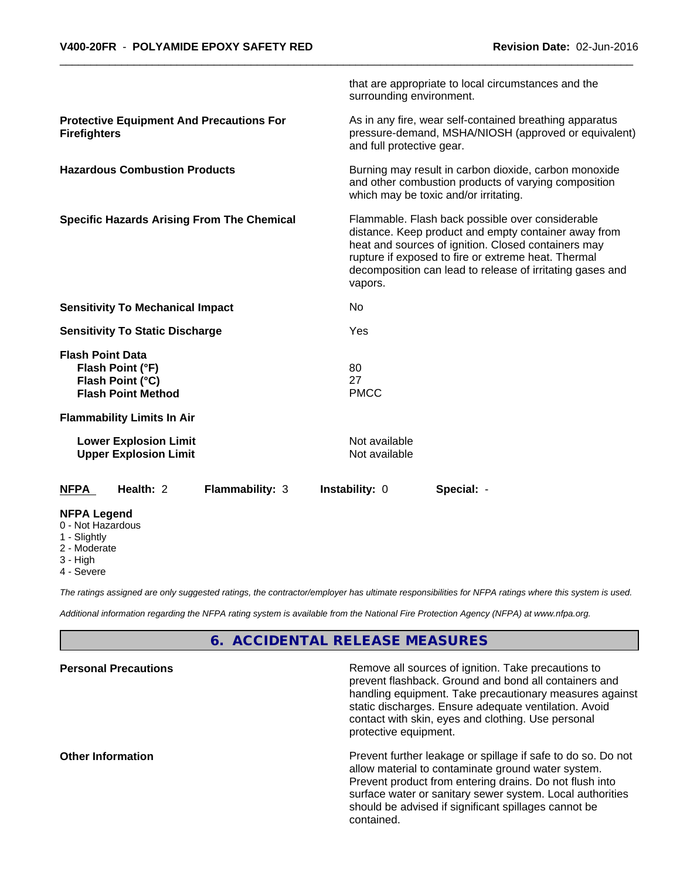that are appropriate to local circumstances and the surrounding environment.

| | |
|---|---|
| **Protective Equipment And Precautions For Firefighters** | As in any fire, wear self-contained breathing apparatus pressure-demand, MSHA/NIOSH (approved or equivalent) and full protective gear. |
| **Hazardous Combustion Products** | Burning may result in carbon dioxide, carbon monoxide and other combustion products of varying composition which may be toxic and/or irritating. |
| **Specific Hazards Arising From The Chemical** | Flammable. Flash back possible over considerable distance. Keep product and empty container away from heat and sources of ignition. Closed containers may rupture if exposed to fire or extreme heat. Thermal decomposition can lead to release of irritating gases and vapors. |
| **Sensitivity To Mechanical Impact** | No |
| **Sensitivity To Static Discharge** | Yes |

**Flash Point Data**

| | |
|---|---|
| **Flash Point (°F)** | 80 |
| **Flash Point (°C)** | 27 |
| **Flash Point Method** | PMCC |

**Flammability Limits In Air**

| | |
|---|---|
| **Lower Explosion Limit** | Not available |
| **Upper Explosion Limit** | Not available |

| **NFPA** | **Health:** 2 | **Flammability:** 3 | **Instability:** 0 | **Special:** - |
|---|---|---|---|---|

**NFPA Legend**

- 0 - Not Hazardous
- 1 - Slightly
- 2 - Moderate
- 3 - High
- 4 - Severe

*The ratings assigned are only suggested ratings, the contractor/employer has ultimate responsibilities for NFPA ratings where this system is used.*

*Additional information regarding the NFPA rating system is available from the National Fire Protection Agency (NFPA) at www.nfpa.org.*

## 6. ACCIDENTAL RELEASE MEASURES

| | |
|---|---|
| **Personal Precautions** | Remove all sources of ignition. Take precautions to prevent flashback. Ground and bond all containers and handling equipment. Take precautionary measures against static discharges. Ensure adequate ventilation. Avoid contact with skin, eyes and clothing. Use personal protective equipment. |
| **Other Information** | Prevent further leakage or spillage if safe to do so. Do not allow material to contaminate ground water system. Prevent product from entering drains. Do not flush into surface water or sanitary sewer system. Local authorities should be advised if significant spillages cannot be contained. |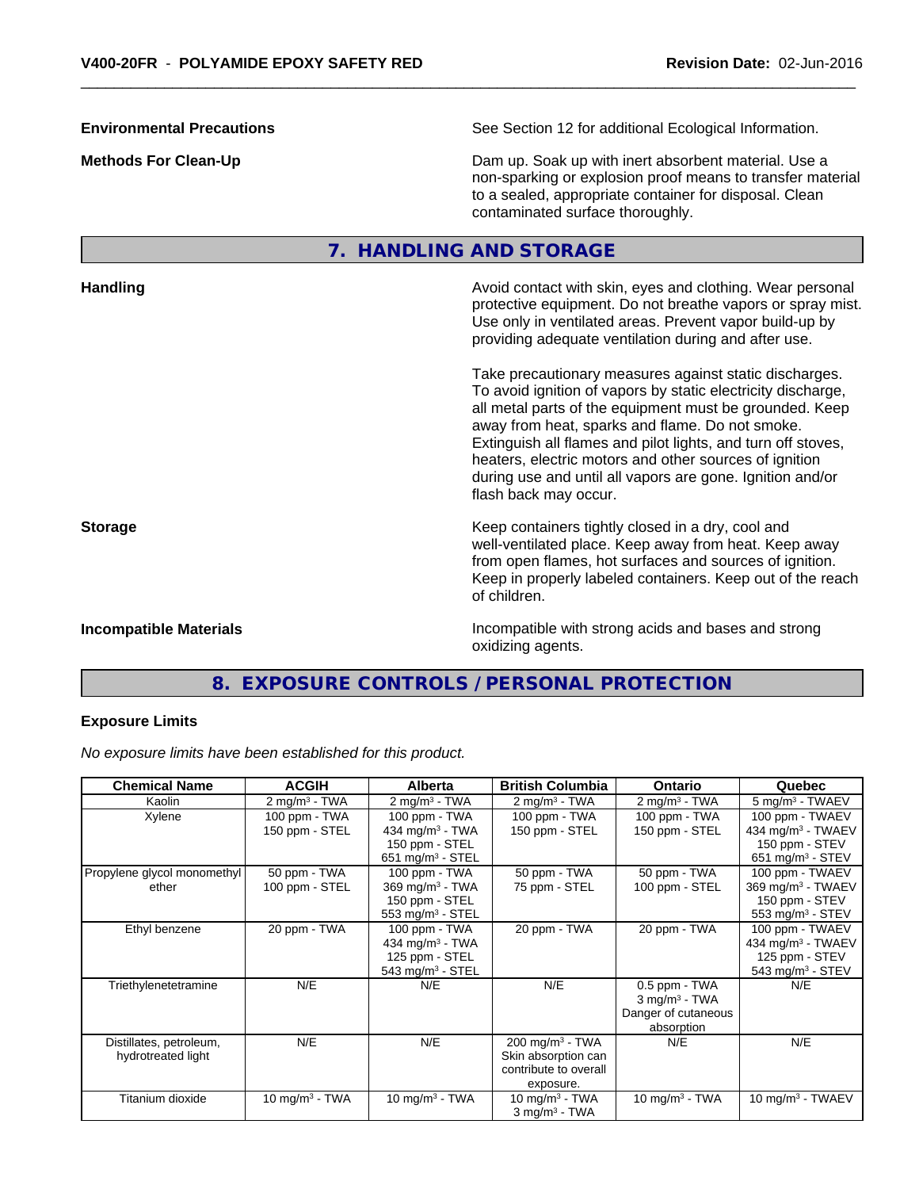**Environmental Precautions** — See Section 12 for additional Ecological Information.

**Methods For Clean-Up** — Dam up. Soak up with inert absorbent material. Use a non-sparking or explosion proof means to transfer material to a sealed, appropriate container for disposal. Clean contaminated surface thoroughly.

## 7. HANDLING AND STORAGE

**Handling** — Avoid contact with skin, eyes and clothing. Wear personal protective equipment. Do not breathe vapors or spray mist. Use only in ventilated areas. Prevent vapor build-up by providing adequate ventilation during and after use.

Take precautionary measures against static discharges. To avoid ignition of vapors by static electricity discharge, all metal parts of the equipment must be grounded. Keep away from heat, sparks and flame. Do not smoke. Extinguish all flames and pilot lights, and turn off stoves, heaters, electric motors and other sources of ignition during use and until all vapors are gone. Ignition and/or flash back may occur.

**Storage** — Keep containers tightly closed in a dry, cool and well-ventilated place. Keep away from heat. Keep away from open flames, hot surfaces and sources of ignition. Keep in properly labeled containers. Keep out of the reach of children.

**Incompatible Materials** — Incompatible with strong acids and bases and strong oxidizing agents.

## 8. EXPOSURE CONTROLS / PERSONAL PROTECTION

### Exposure Limits

*No exposure limits have been established for this product.*

| Chemical Name | ACGIH | Alberta | British Columbia | Ontario | Quebec |
|---|---|---|---|---|---|
| Kaolin | 2 mg/m³ - TWA | 2 mg/m³ - TWA | 2 mg/m³ - TWA | 2 mg/m³ - TWA | 5 mg/m³ - TWAEV |
| Xylene | 100 ppm - TWA<br>150 ppm - STEL | 100 ppm - TWA<br>434 mg/m³ - TWA<br>150 ppm - STEL<br>651 mg/m³ - STEL | 100 ppm - TWA<br>150 ppm - STEL | 100 ppm - TWA<br>150 ppm - STEL | 100 ppm - TWAEV<br>434 mg/m³ - TWAEV<br>150 ppm - STEV<br>651 mg/m³ - STEV |
| Propylene glycol monomethyl ether | 50 ppm - TWA<br>100 ppm - STEL | 100 ppm - TWA<br>369 mg/m³ - TWA<br>150 ppm - STEL<br>553 mg/m³ - STEL | 50 ppm - TWA<br>75 ppm - STEL | 50 ppm - TWA<br>100 ppm - STEL | 100 ppm - TWAEV<br>369 mg/m³ - TWAEV<br>150 ppm - STEV<br>553 mg/m³ - STEV |
| Ethyl benzene | 20 ppm - TWA | 100 ppm - TWA<br>434 mg/m³ - TWA<br>125 ppm - STEL<br>543 mg/m³ - STEL | 20 ppm - TWA | 20 ppm - TWA | 100 ppm - TWAEV<br>434 mg/m³ - TWAEV<br>125 ppm - STEV<br>543 mg/m³ - STEV |
| Triethylenetetramine | N/E | N/E | N/E | 0.5 ppm - TWA<br>3 mg/m³ - TWA<br>Danger of cutaneous absorption | N/E |
| Distillates, petroleum, hydrotreated light | N/E | N/E | 200 mg/m³ - TWA<br>Skin absorption can contribute to overall exposure. | N/E | N/E |
| Titanium dioxide | 10 mg/m³ - TWA | 10 mg/m³ - TWA | 10 mg/m³ - TWA<br>3 mg/m³ - TWA | 10 mg/m³ - TWA | 10 mg/m³ - TWAEV |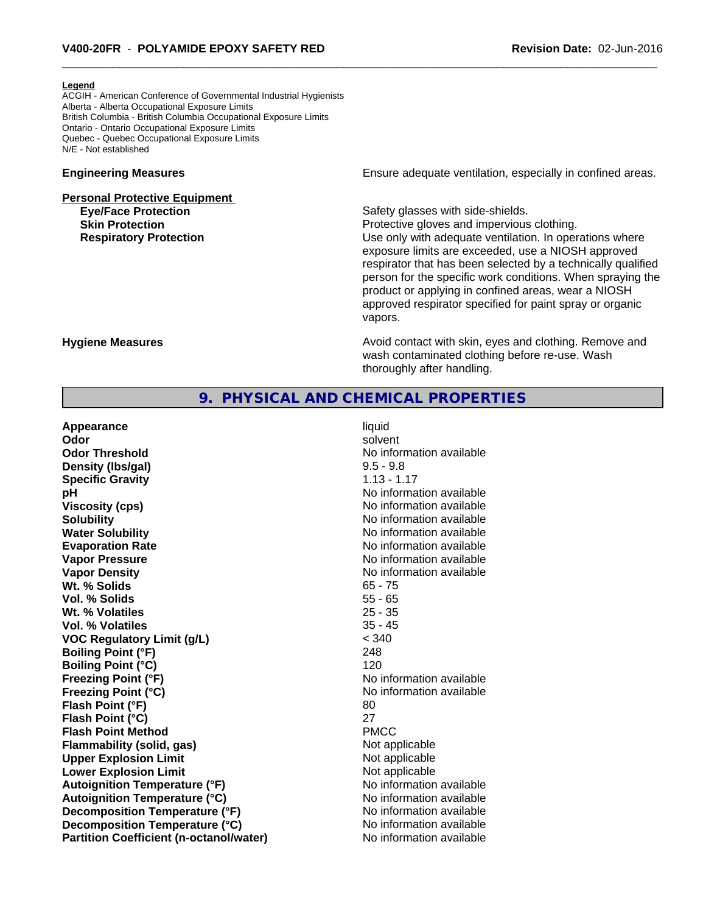**Legend**
ACGIH - American Conference of Governmental Industrial Hygienists
Alberta - Alberta Occupational Exposure Limits
British Columbia - British Columbia Occupational Exposure Limits
Ontario - Ontario Occupational Exposure Limits
Quebec - Quebec Occupational Exposure Limits
N/E - Not established

**Engineering Measures** Ensure adequate ventilation, especially in confined areas.

**Personal Protective Equipment**

**Eye/Face Protection** Safety glasses with side-shields.

**Skin Protection** Protective gloves and impervious clothing.

**Respiratory Protection** Use only with adequate ventilation. In operations where exposure limits are exceeded, use a NIOSH approved respirator that has been selected by a technically qualified person for the specific work conditions. When spraying the product or applying in confined areas, wear a NIOSH approved respirator specified for paint spray or organic vapors.

**Hygiene Measures** Avoid contact with skin, eyes and clothing. Remove and wash contaminated clothing before re-use. Wash thoroughly after handling.

## 9. PHYSICAL AND CHEMICAL PROPERTIES

| Property | Value |
|---|---|
| **Appearance** | liquid |
| **Odor** | solvent |
| **Odor Threshold** | No information available |
| **Density (lbs/gal)** | 9.5 - 9.8 |
| **Specific Gravity** | 1.13 - 1.17 |
| **pH** | No information available |
| **Viscosity (cps)** | No information available |
| **Solubility** | No information available |
| **Water Solubility** | No information available |
| **Evaporation Rate** | No information available |
| **Vapor Pressure** | No information available |
| **Vapor Density** | No information available |
| **Wt. % Solids** | 65 - 75 |
| **Vol. % Solids** | 55 - 65 |
| **Wt. % Volatiles** | 25 - 35 |
| **Vol. % Volatiles** | 35 - 45 |
| **VOC Regulatory Limit (g/L)** | < 340 |
| **Boiling Point (°F)** | 248 |
| **Boiling Point (°C)** | 120 |
| **Freezing Point (°F)** | No information available |
| **Freezing Point (°C)** | No information available |
| **Flash Point (°F)** | 80 |
| **Flash Point (°C)** | 27 |
| **Flash Point Method** | PMCC |
| **Flammability (solid, gas)** | Not applicable |
| **Upper Explosion Limit** | Not applicable |
| **Lower Explosion Limit** | Not applicable |
| **Autoignition Temperature (°F)** | No information available |
| **Autoignition Temperature (°C)** | No information available |
| **Decomposition Temperature (°F)** | No information available |
| **Decomposition Temperature (°C)** | No information available |
| **Partition Coefficient (n-octanol/water)** | No information available |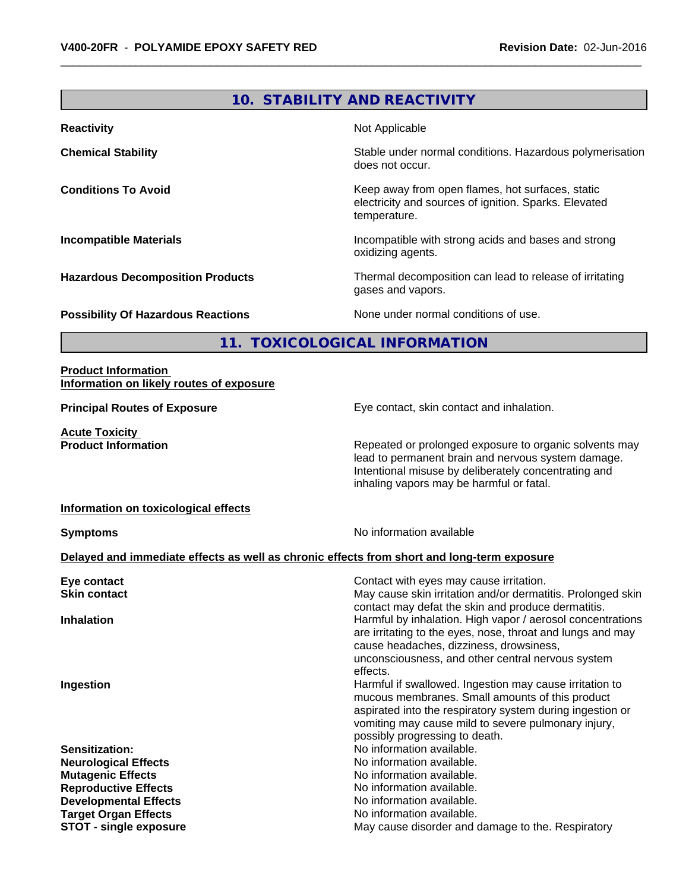## 10. STABILITY AND REACTIVITY

| | |
|---|---|
| **Reactivity** | Not Applicable |
| **Chemical Stability** | Stable under normal conditions. Hazardous polymerisation does not occur. |
| **Conditions To Avoid** | Keep away from open flames, hot surfaces, static electricity and sources of ignition. Sparks. Elevated temperature. |
| **Incompatible Materials** | Incompatible with strong acids and bases and strong oxidizing agents. |
| **Hazardous Decomposition Products** | Thermal decomposition can lead to release of irritating gases and vapors. |
| **Possibility Of Hazardous Reactions** | None under normal conditions of use. |

## 11. TOXICOLOGICAL INFORMATION

**Product Information**
**Information on likely routes of exposure**

| | |
|---|---|
| **Principal Routes of Exposure** | Eye contact, skin contact and inhalation. |

**Acute Toxicity**

| | |
|---|---|
| **Product Information** | Repeated or prolonged exposure to organic solvents may lead to permanent brain and nervous system damage. Intentional misuse by deliberately concentrating and inhaling vapors may be harmful or fatal. |

**Information on toxicological effects**

| | |
|---|---|
| **Symptoms** | No information available |

**Delayed and immediate effects as well as chronic effects from short and long-term exposure**

| | |
|---|---|
| **Eye contact** | Contact with eyes may cause irritation. |
| **Skin contact** | May cause skin irritation and/or dermatitis. Prolonged skin contact may defat the skin and produce dermatitis. |
| **Inhalation** | Harmful by inhalation. High vapor / aerosol concentrations are irritating to the eyes, nose, throat and lungs and may cause headaches, dizziness, drowsiness, unconsciousness, and other central nervous system effects. |
| **Ingestion** | Harmful if swallowed. Ingestion may cause irritation to mucous membranes. Small amounts of this product aspirated into the respiratory system during ingestion or vomiting may cause mild to severe pulmonary injury, possibly progressing to death. |
| **Sensitization:** | No information available. |
| **Neurological Effects** | No information available. |
| **Mutagenic Effects** | No information available. |
| **Reproductive Effects** | No information available. |
| **Developmental Effects** | No information available. |
| **Target Organ Effects** | No information available. |
| **STOT - single exposure** | May cause disorder and damage to the. Respiratory |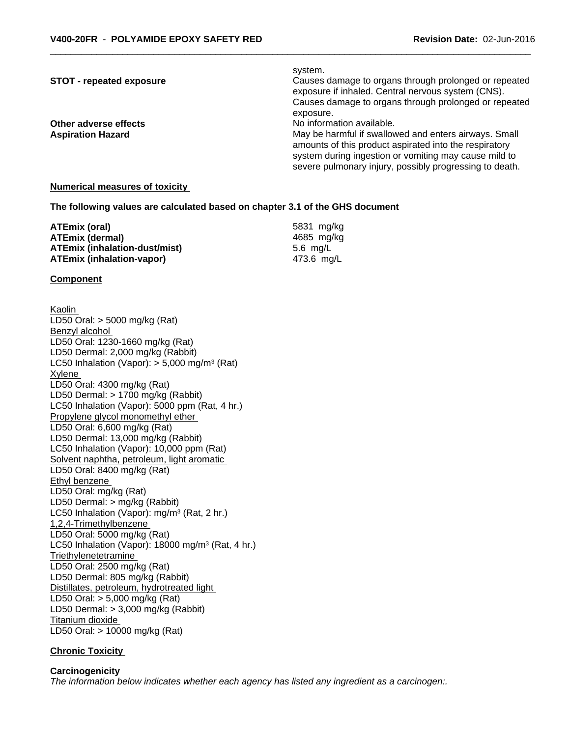system.

**STOT - repeated exposure**
Causes damage to organs through prolonged or repeated exposure if inhaled. Central nervous system (CNS). Causes damage to organs through prolonged or repeated exposure.

**Other adverse effects**
No information available.

**Aspiration Hazard**
May be harmful if swallowed and enters airways. Small amounts of this product aspirated into the respiratory system during ingestion or vomiting may cause mild to severe pulmonary injury, possibly progressing to death.

**Numerical measures of toxicity**

**The following values are calculated based on chapter 3.1 of the GHS document**

| | |
|---|---|
| **ATEmix (oral)** | 5831 mg/kg |
| **ATEmix (dermal)** | 4685 mg/kg |
| **ATEmix (inhalation-dust/mist)** | 5.6 mg/L |
| **ATEmix (inhalation-vapor)** | 473.6 mg/L |

**Component**

Kaolin
LD50 Oral: > 5000 mg/kg (Rat)
Benzyl alcohol
LD50 Oral: 1230-1660 mg/kg (Rat)
LD50 Dermal: 2,000 mg/kg (Rabbit)
LC50 Inhalation (Vapor): > 5,000 mg/m$^3$ (Rat)
Xylene
LD50 Oral: 4300 mg/kg (Rat)
LD50 Dermal: > 1700 mg/kg (Rabbit)
LC50 Inhalation (Vapor): 5000 ppm (Rat, 4 hr.)
Propylene glycol monomethyl ether
LD50 Oral: 6,600 mg/kg (Rat)
LD50 Dermal: 13,000 mg/kg (Rabbit)
LC50 Inhalation (Vapor): 10,000 ppm (Rat)
Solvent naphtha, petroleum, light aromatic
LD50 Oral: 8400 mg/kg (Rat)
Ethyl benzene
LD50 Oral: mg/kg (Rat)
LD50 Dermal: > mg/kg (Rabbit)
LC50 Inhalation (Vapor): mg/m$^3$ (Rat, 2 hr.)
1,2,4-Trimethylbenzene
LD50 Oral: 5000 mg/kg (Rat)
LC50 Inhalation (Vapor): 18000 mg/m$^3$ (Rat, 4 hr.)
Triethylenetetramine
LD50 Oral: 2500 mg/kg (Rat)
LD50 Dermal: 805 mg/kg (Rabbit)
Distillates, petroleum, hydrotreated light
LD50 Oral: > 5,000 mg/kg (Rat)
LD50 Dermal: > 3,000 mg/kg (Rabbit)
Titanium dioxide
LD50 Oral: > 10000 mg/kg (Rat)

**Chronic Toxicity**

**Carcinogenicity**
*The information below indicates whether each agency has listed any ingredient as a carcinogen:.*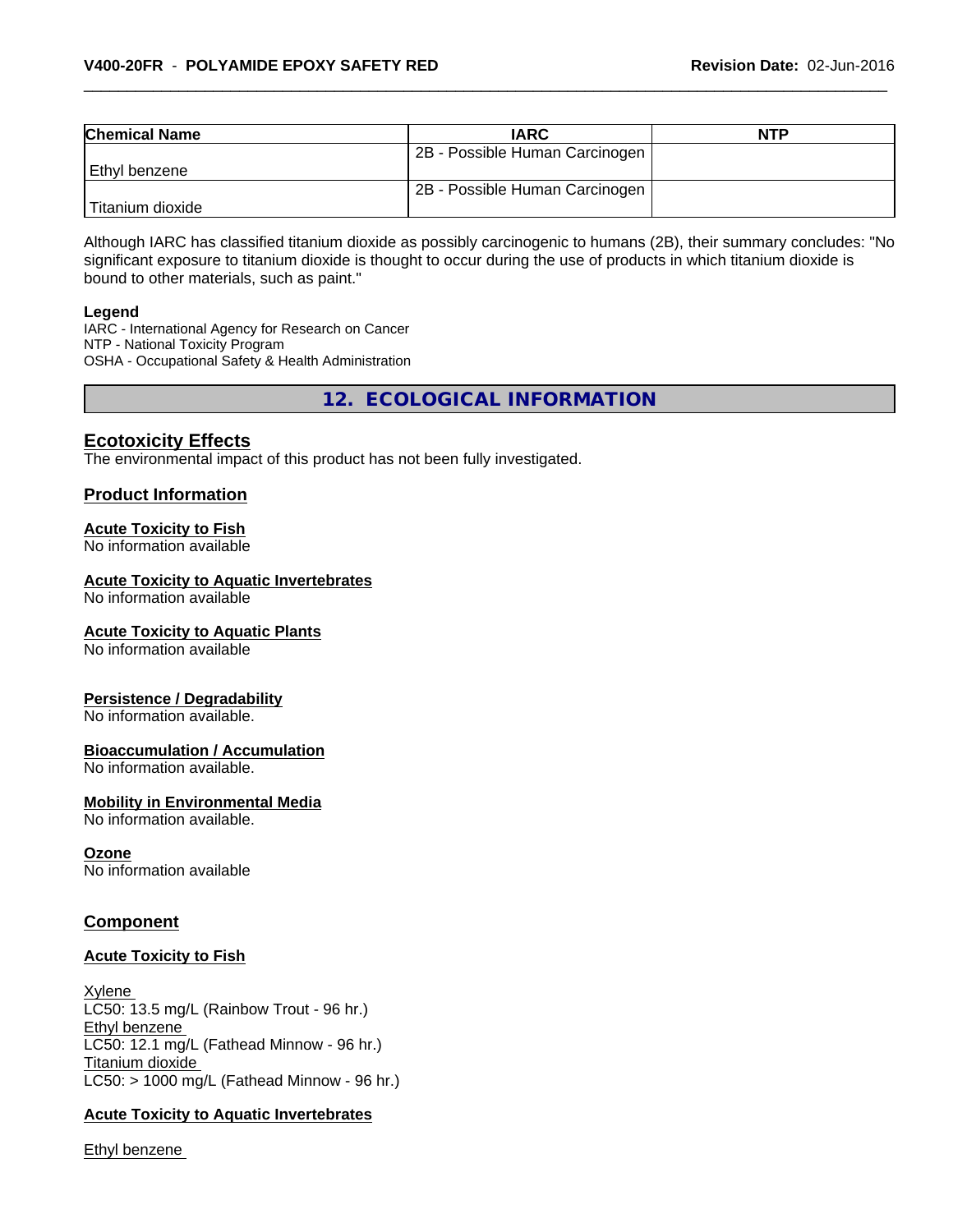| Chemical Name | IARC | NTP |
|---|---|---|
| Ethyl benzene | 2B - Possible Human Carcinogen | |
| Titanium dioxide | 2B - Possible Human Carcinogen | |

Although IARC has classified titanium dioxide as possibly carcinogenic to humans (2B), their summary concludes: "No significant exposure to titanium dioxide is thought to occur during the use of products in which titanium dioxide is bound to other materials, such as paint."

**Legend**
IARC - International Agency for Research on Cancer
NTP - National Toxicity Program
OSHA - Occupational Safety & Health Administration

## 12. ECOLOGICAL INFORMATION

### Ecotoxicity Effects
The environmental impact of this product has not been fully investigated.

### Product Information

**Acute Toxicity to Fish**
No information available

**Acute Toxicity to Aquatic Invertebrates**
No information available

**Acute Toxicity to Aquatic Plants**
No information available

**Persistence / Degradability**
No information available.

**Bioaccumulation / Accumulation**
No information available.

**Mobility in Environmental Media**
No information available.

**Ozone**
No information available

### Component

**Acute Toxicity to Fish**

Xylene
LC50: 13.5 mg/L (Rainbow Trout - 96 hr.)
Ethyl benzene
LC50: 12.1 mg/L (Fathead Minnow - 96 hr.)
Titanium dioxide
LC50: > 1000 mg/L (Fathead Minnow - 96 hr.)

**Acute Toxicity to Aquatic Invertebrates**

Ethyl benzene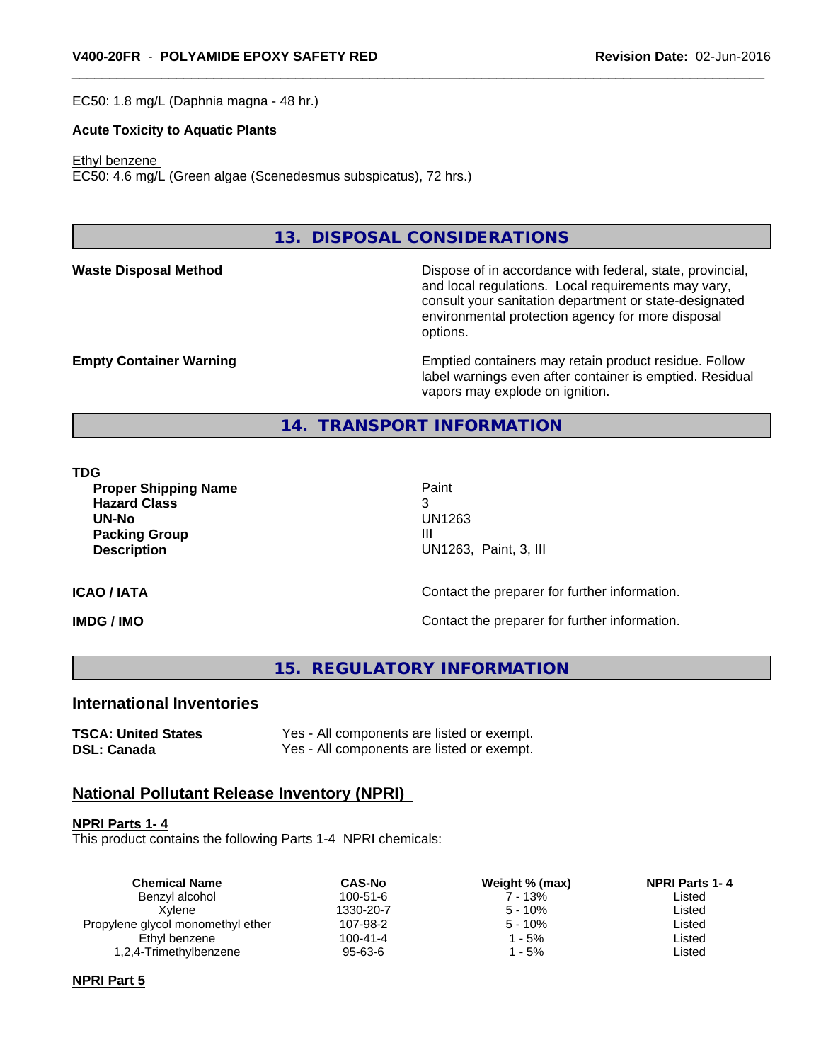EC50: 1.8 mg/L (Daphnia magna - 48 hr.)

**Acute Toxicity to Aquatic Plants**

Ethyl benzene
EC50: 4.6 mg/L (Green algae (Scenedesmus subspicatus), 72 hrs.)

## 13. DISPOSAL CONSIDERATIONS

**Waste Disposal Method** Dispose of in accordance with federal, state, provincial, and local regulations. Local requirements may vary, consult your sanitation department or state-designated environmental protection agency for more disposal options.

**Empty Container Warning** Emptied containers may retain product residue. Follow label warnings even after container is emptied. Residual vapors may explode on ignition.

## 14. TRANSPORT INFORMATION

**TDG**

| | |
|---|---|
| **Proper Shipping Name** | Paint |
| **Hazard Class** | 3 |
| **UN-No** | UN1263 |
| **Packing Group** | III |
| **Description** | UN1263, Paint, 3, III |

**ICAO / IATA** Contact the preparer for further information.

**IMDG / IMO** Contact the preparer for further information.

## 15. REGULATORY INFORMATION

### International Inventories

| | |
|---|---|
| **TSCA: United States** | Yes - All components are listed or exempt. |
| **DSL: Canada** | Yes - All components are listed or exempt. |

### National Pollutant Release Inventory (NPRI)

**NPRI Parts 1- 4**
This product contains the following Parts 1-4 NPRI chemicals:

| Chemical Name | CAS-No | Weight % (max) | NPRI Parts 1- 4 |
|---|---|---|---|
| Benzyl alcohol | 100-51-6 | 7 - 13% | Listed |
| Xylene | 1330-20-7 | 5 - 10% | Listed |
| Propylene glycol monomethyl ether | 107-98-2 | 5 - 10% | Listed |
| Ethyl benzene | 100-41-4 | 1 - 5% | Listed |
| 1,2,4-Trimethylbenzene | 95-63-6 | 1 - 5% | Listed |

**NPRI Part 5**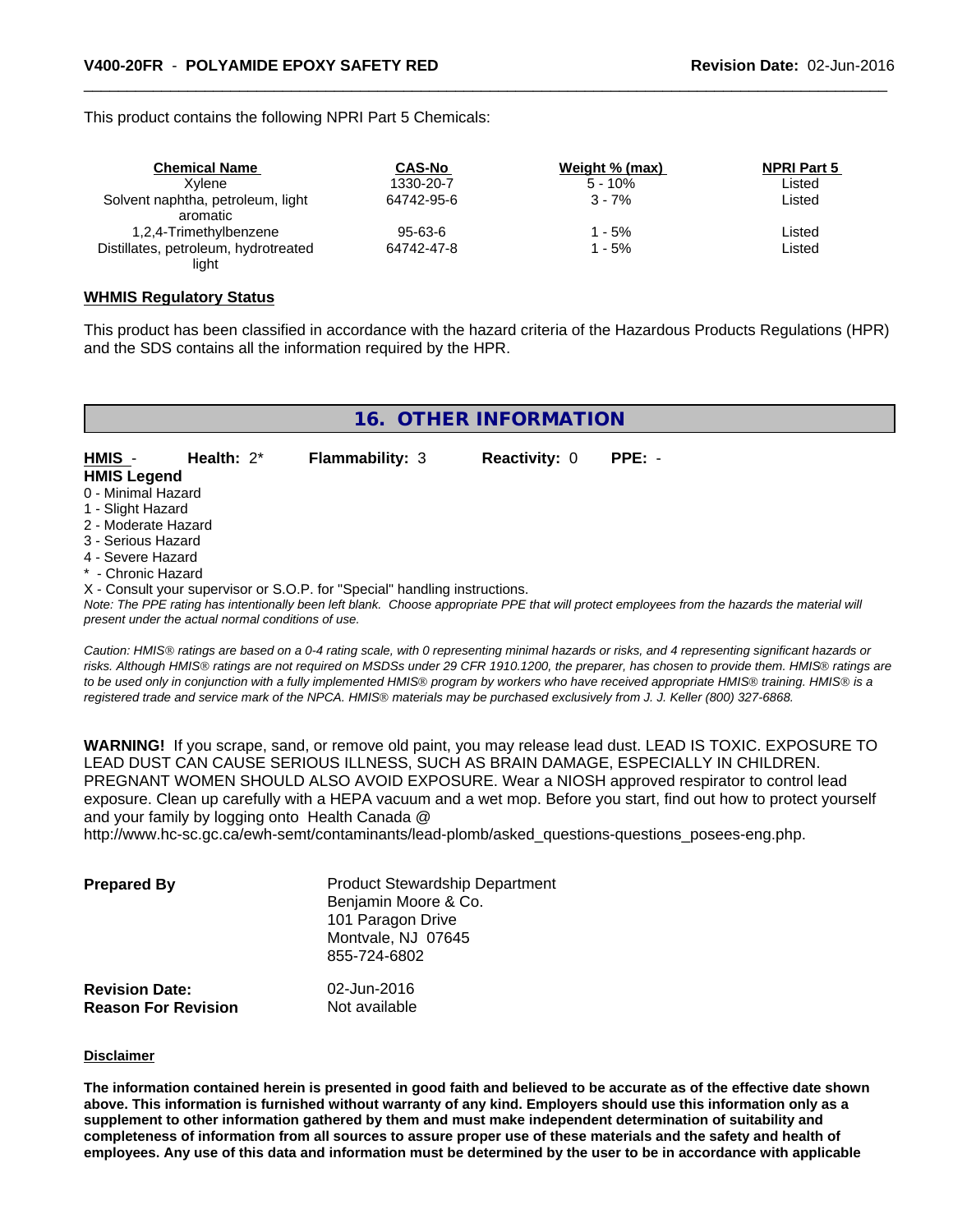This product contains the following NPRI Part 5 Chemicals:

| Chemical Name | CAS-No | Weight % (max) | NPRI Part 5 |
|---|---|---|---|
| Xylene | 1330-20-7 | 5 - 10% | Listed |
| Solvent naphtha, petroleum, light aromatic | 64742-95-6 | 3 - 7% | Listed |
| 1,2,4-Trimethylbenzene | 95-63-6 | 1 - 5% | Listed |
| Distillates, petroleum, hydrotreated light | 64742-47-8 | 1 - 5% | Listed |

**WHMIS Regulatory Status**

This product has been classified in accordance with the hazard criteria of the Hazardous Products Regulations (HPR) and the SDS contains all the information required by the HPR.

## 16. OTHER INFORMATION

**HMIS** - **Health:** 2* **Flammability:** 3 **Reactivity:** 0 **PPE:** -

**HMIS Legend**

0 - Minimal Hazard
1 - Slight Hazard
2 - Moderate Hazard
3 - Serious Hazard
4 - Severe Hazard
* - Chronic Hazard
X - Consult your supervisor or S.O.P. for "Special" handling instructions.

*Note: The PPE rating has intentionally been left blank. Choose appropriate PPE that will protect employees from the hazards the material will present under the actual normal conditions of use.*

*Caution: HMIS® ratings are based on a 0-4 rating scale, with 0 representing minimal hazards or risks, and 4 representing significant hazards or risks. Although HMIS® ratings are not required on MSDSs under 29 CFR 1910.1200, the preparer, has chosen to provide them. HMIS® ratings are to be used only in conjunction with a fully implemented HMIS® program by workers who have received appropriate HMIS® training. HMIS® is a registered trade and service mark of the NPCA. HMIS® materials may be purchased exclusively from J. J. Keller (800) 327-6868.*

**WARNING!** If you scrape, sand, or remove old paint, you may release lead dust. LEAD IS TOXIC. EXPOSURE TO LEAD DUST CAN CAUSE SERIOUS ILLNESS, SUCH AS BRAIN DAMAGE, ESPECIALLY IN CHILDREN. PREGNANT WOMEN SHOULD ALSO AVOID EXPOSURE. Wear a NIOSH approved respirator to control lead exposure. Clean up carefully with a HEPA vacuum and a wet mop. Before you start, find out how to protect yourself and your family by logging onto Health Canada @ http://www.hc-sc.gc.ca/ewh-semt/contaminants/lead-plomb/asked_questions-questions_posees-eng.php.

**Prepared By**

Product Stewardship Department
Benjamin Moore & Co.
101 Paragon Drive
Montvale, NJ 07645
855-724-6802

**Revision Date:** 02-Jun-2016
**Reason For Revision** Not available

**Disclaimer**

**The information contained herein is presented in good faith and believed to be accurate as of the effective date shown above. This information is furnished without warranty of any kind. Employers should use this information only as a supplement to other information gathered by them and must make independent determination of suitability and completeness of information from all sources to assure proper use of these materials and the safety and health of employees. Any use of this data and information must be determined by the user to be in accordance with applicable**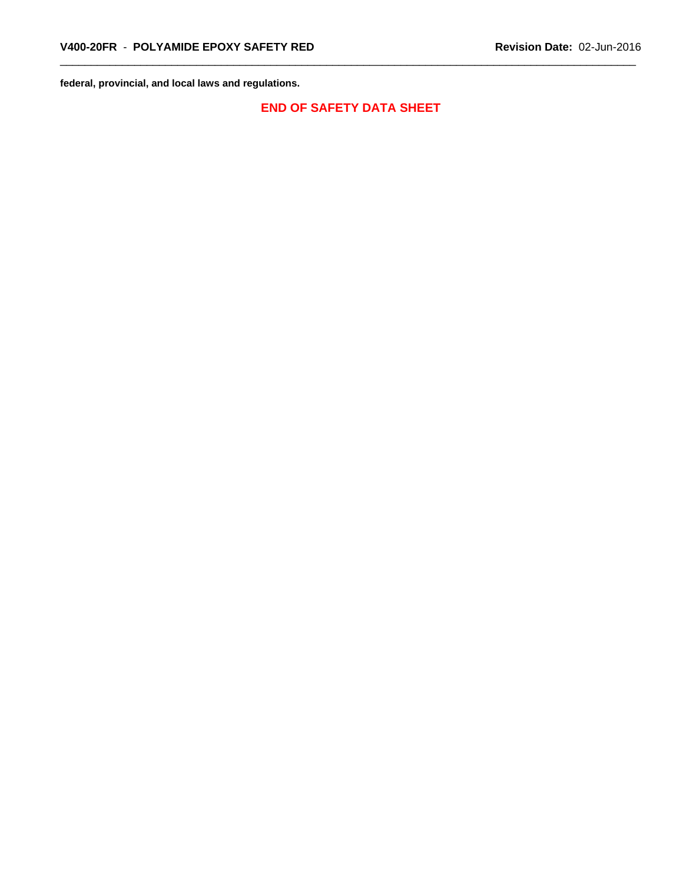**federal, provincial, and local laws and regulations.**

**END OF SAFETY DATA SHEET**